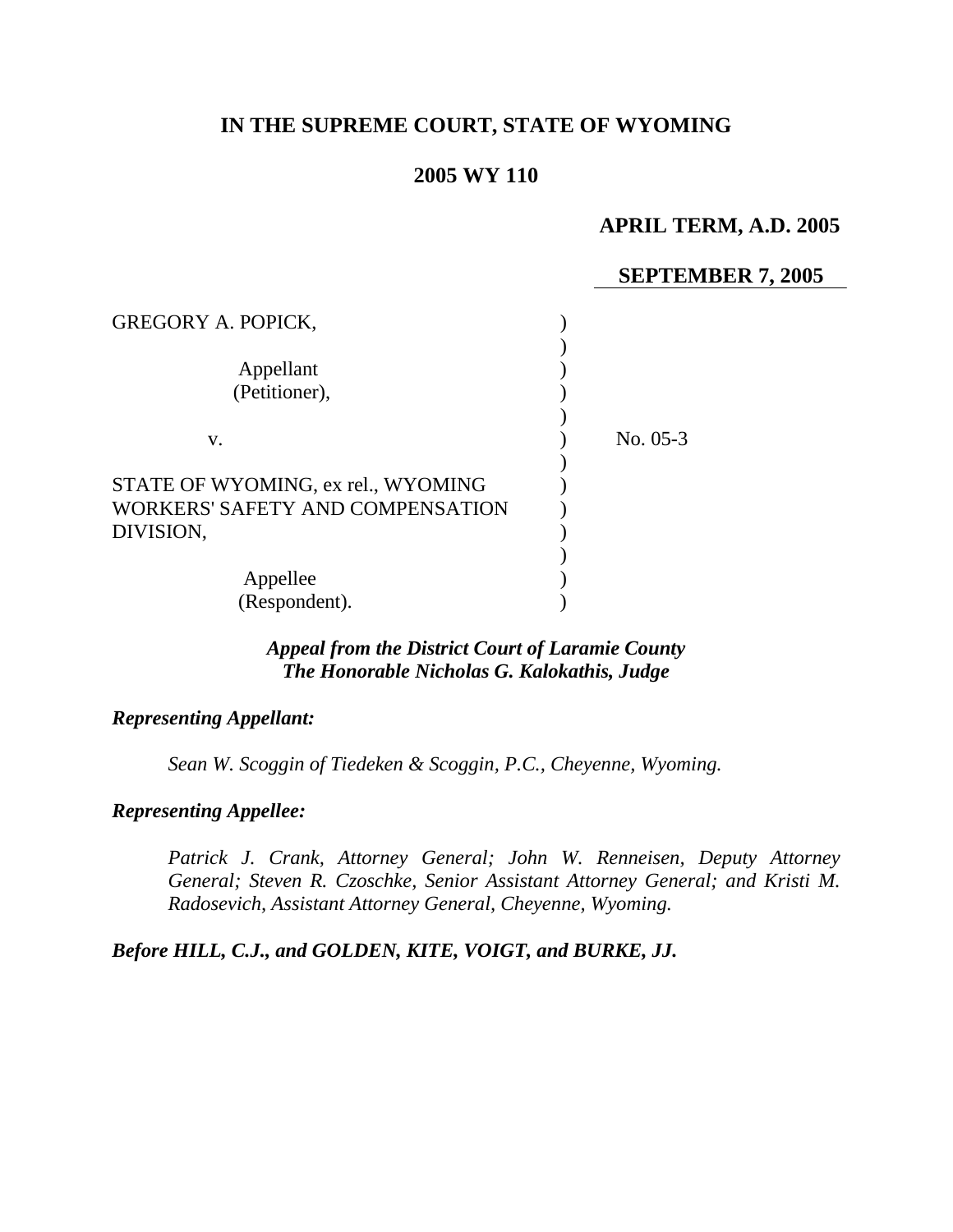# IN THE SUPREME COURT, STATE OF WYOMING

## 2005 WY 110

**APRIL TERM, A.D. 2005**

**SEPTEMBER 7, 2005**

GREGORY A. POPICK,

Appellant
(Petitioner),

v.

No. 05-3

STATE OF WYOMING, ex rel., WYOMING WORKERS' SAFETY AND COMPENSATION DIVISION,

Appellee
(Respondent).

***Appeal from the District Court of Laramie County***
***The Honorable Nicholas G. Kalokathis, Judge***

***Representing Appellant:***

*Sean W. Scoggin of Tiedeken & Scoggin, P.C., Cheyenne, Wyoming.*

***Representing Appellee:***

*Patrick J. Crank, Attorney General; John W. Renneisen, Deputy Attorney General; Steven R. Czoschke, Senior Assistant Attorney General; and Kristi M. Radosevich, Assistant Attorney General, Cheyenne, Wyoming.*

***Before HILL, C.J., and GOLDEN, KITE, VOIGT, and BURKE, JJ.***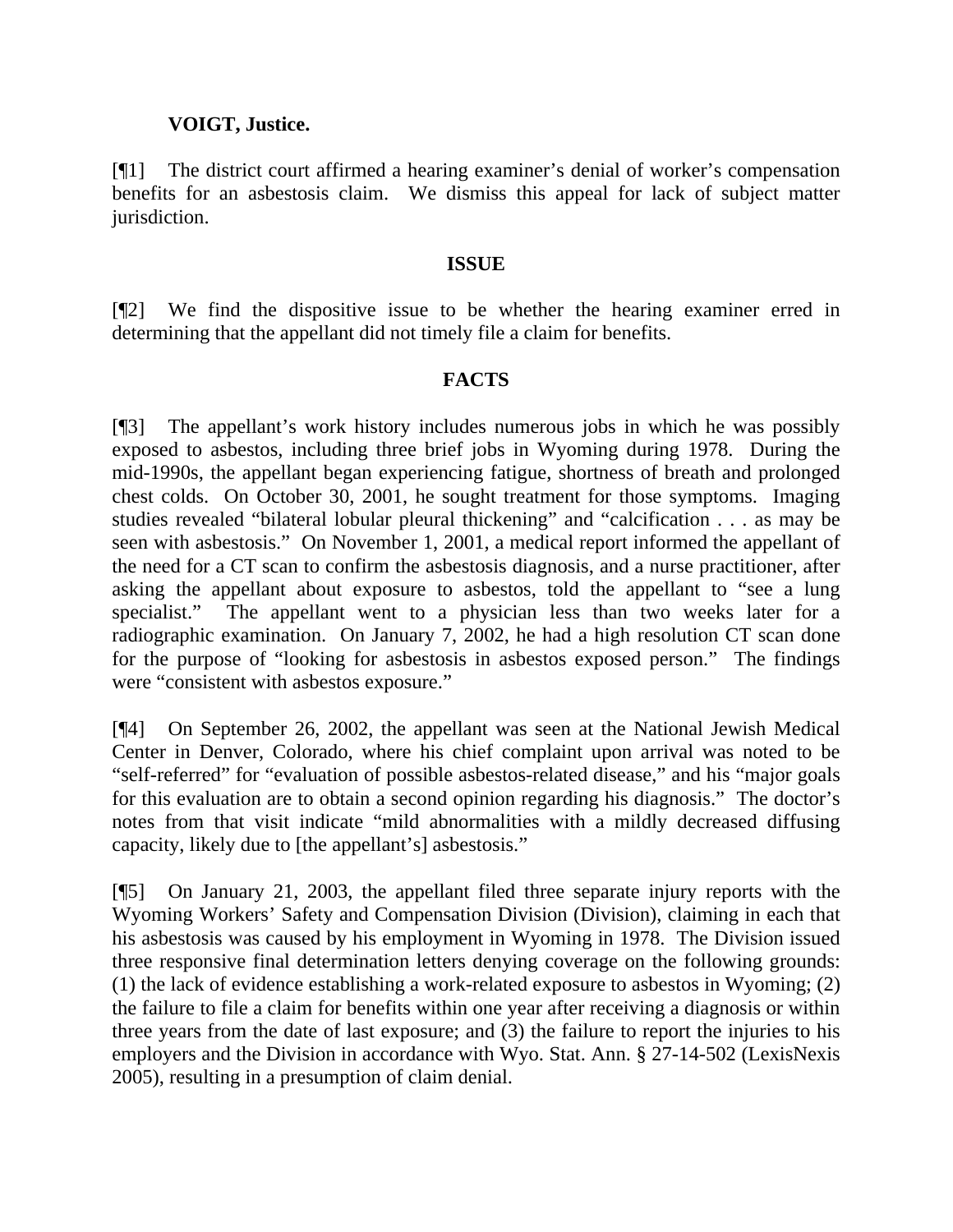**VOIGT, Justice.**

[¶1] The district court affirmed a hearing examiner's denial of worker's compensation benefits for an asbestosis claim. We dismiss this appeal for lack of subject matter jurisdiction.

## ISSUE

[¶2] We find the dispositive issue to be whether the hearing examiner erred in determining that the appellant did not timely file a claim for benefits.

## FACTS

[¶3] The appellant's work history includes numerous jobs in which he was possibly exposed to asbestos, including three brief jobs in Wyoming during 1978. During the mid-1990s, the appellant began experiencing fatigue, shortness of breath and prolonged chest colds. On October 30, 2001, he sought treatment for those symptoms. Imaging studies revealed "bilateral lobular pleural thickening" and "calcification . . . as may be seen with asbestosis." On November 1, 2001, a medical report informed the appellant of the need for a CT scan to confirm the asbestosis diagnosis, and a nurse practitioner, after asking the appellant about exposure to asbestos, told the appellant to "see a lung specialist." The appellant went to a physician less than two weeks later for a radiographic examination. On January 7, 2002, he had a high resolution CT scan done for the purpose of "looking for asbestosis in asbestos exposed person." The findings were "consistent with asbestos exposure."

[¶4] On September 26, 2002, the appellant was seen at the National Jewish Medical Center in Denver, Colorado, where his chief complaint upon arrival was noted to be "self-referred" for "evaluation of possible asbestos-related disease," and his "major goals for this evaluation are to obtain a second opinion regarding his diagnosis." The doctor's notes from that visit indicate "mild abnormalities with a mildly decreased diffusing capacity, likely due to [the appellant's] asbestosis."

[¶5] On January 21, 2003, the appellant filed three separate injury reports with the Wyoming Workers' Safety and Compensation Division (Division), claiming in each that his asbestosis was caused by his employment in Wyoming in 1978. The Division issued three responsive final determination letters denying coverage on the following grounds: (1) the lack of evidence establishing a work-related exposure to asbestos in Wyoming; (2) the failure to file a claim for benefits within one year after receiving a diagnosis or within three years from the date of last exposure; and (3) the failure to report the injuries to his employers and the Division in accordance with Wyo. Stat. Ann. § 27-14-502 (LexisNexis 2005), resulting in a presumption of claim denial.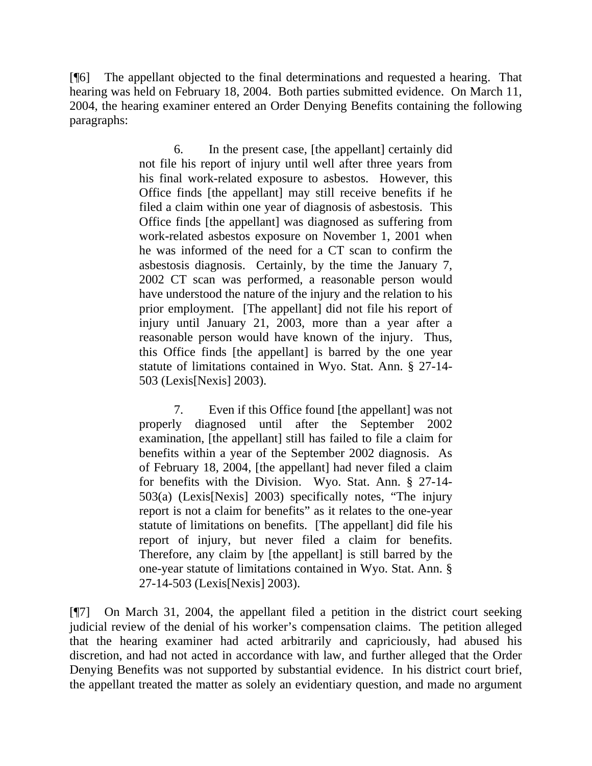[¶6] The appellant objected to the final determinations and requested a hearing. That hearing was held on February 18, 2004. Both parties submitted evidence. On March 11, 2004, the hearing examiner entered an Order Denying Benefits containing the following paragraphs:

> 6. In the present case, [the appellant] certainly did not file his report of injury until well after three years from his final work-related exposure to asbestos. However, this Office finds [the appellant] may still receive benefits if he filed a claim within one year of diagnosis of asbestosis. This Office finds [the appellant] was diagnosed as suffering from work-related asbestos exposure on November 1, 2001 when he was informed of the need for a CT scan to confirm the asbestosis diagnosis. Certainly, by the time the January 7, 2002 CT scan was performed, a reasonable person would have understood the nature of the injury and the relation to his prior employment. [The appellant] did not file his report of injury until January 21, 2003, more than a year after a reasonable person would have known of the injury. Thus, this Office finds [the appellant] is barred by the one year statute of limitations contained in Wyo. Stat. Ann. § 27-14-503 (Lexis[Nexis] 2003).
>
> 7. Even if this Office found [the appellant] was not properly diagnosed until after the September 2002 examination, [the appellant] still has failed to file a claim for benefits within a year of the September 2002 diagnosis. As of February 18, 2004, [the appellant] had never filed a claim for benefits with the Division. Wyo. Stat. Ann. § 27-14-503(a) (Lexis[Nexis] 2003) specifically notes, "The injury report is not a claim for benefits" as it relates to the one-year statute of limitations on benefits. [The appellant] did file his report of injury, but never filed a claim for benefits. Therefore, any claim by [the appellant] is still barred by the one-year statute of limitations contained in Wyo. Stat. Ann. § 27-14-503 (Lexis[Nexis] 2003).

[¶7] On March 31, 2004, the appellant filed a petition in the district court seeking judicial review of the denial of his worker's compensation claims. The petition alleged that the hearing examiner had acted arbitrarily and capriciously, had abused his discretion, and had not acted in accordance with law, and further alleged that the Order Denying Benefits was not supported by substantial evidence. In his district court brief, the appellant treated the matter as solely an evidentiary question, and made no argument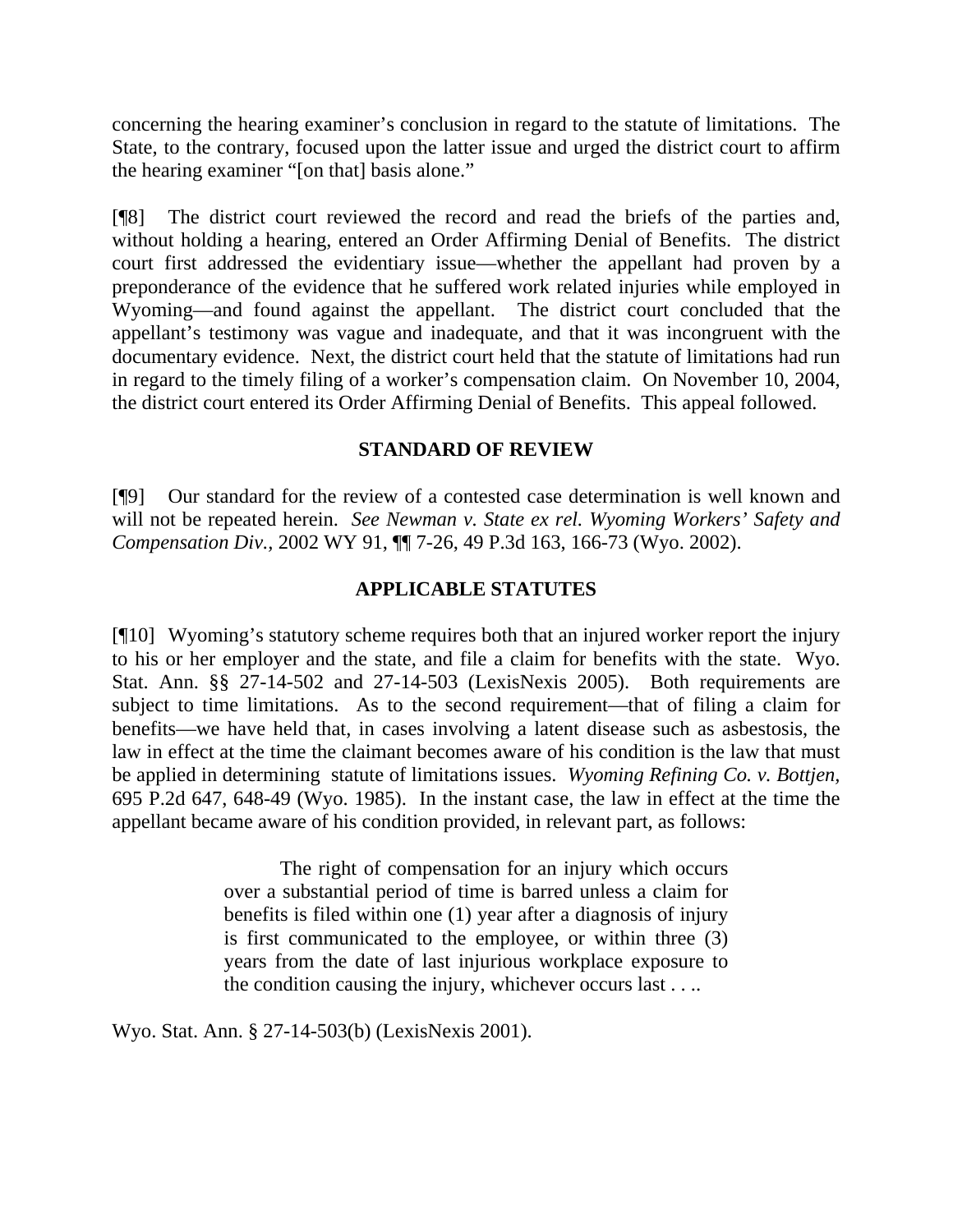concerning the hearing examiner's conclusion in regard to the statute of limitations. The State, to the contrary, focused upon the latter issue and urged the district court to affirm the hearing examiner "[on that] basis alone."

[¶8] The district court reviewed the record and read the briefs of the parties and, without holding a hearing, entered an Order Affirming Denial of Benefits. The district court first addressed the evidentiary issue—whether the appellant had proven by a preponderance of the evidence that he suffered work related injuries while employed in Wyoming—and found against the appellant. The district court concluded that the appellant's testimony was vague and inadequate, and that it was incongruent with the documentary evidence. Next, the district court held that the statute of limitations had run in regard to the timely filing of a worker's compensation claim. On November 10, 2004, the district court entered its Order Affirming Denial of Benefits. This appeal followed.

## STANDARD OF REVIEW

[¶9] Our standard for the review of a contested case determination is well known and will not be repeated herein. *See Newman v. State ex rel. Wyoming Workers' Safety and Compensation Div.*, 2002 WY 91, ¶¶ 7-26, 49 P.3d 163, 166-73 (Wyo. 2002).

## APPLICABLE STATUTES

[¶10] Wyoming's statutory scheme requires both that an injured worker report the injury to his or her employer and the state, and file a claim for benefits with the state. Wyo. Stat. Ann. §§ 27-14-502 and 27-14-503 (LexisNexis 2005). Both requirements are subject to time limitations. As to the second requirement—that of filing a claim for benefits—we have held that, in cases involving a latent disease such as asbestosis, the law in effect at the time the claimant becomes aware of his condition is the law that must be applied in determining statute of limitations issues. *Wyoming Refining Co. v. Bottjen*, 695 P.2d 647, 648-49 (Wyo. 1985). In the instant case, the law in effect at the time the appellant became aware of his condition provided, in relevant part, as follows:

> The right of compensation for an injury which occurs over a substantial period of time is barred unless a claim for benefits is filed within one (1) year after a diagnosis of injury is first communicated to the employee, or within three (3) years from the date of last injurious workplace exposure to the condition causing the injury, whichever occurs last . . ..

Wyo. Stat. Ann. § 27-14-503(b) (LexisNexis 2001).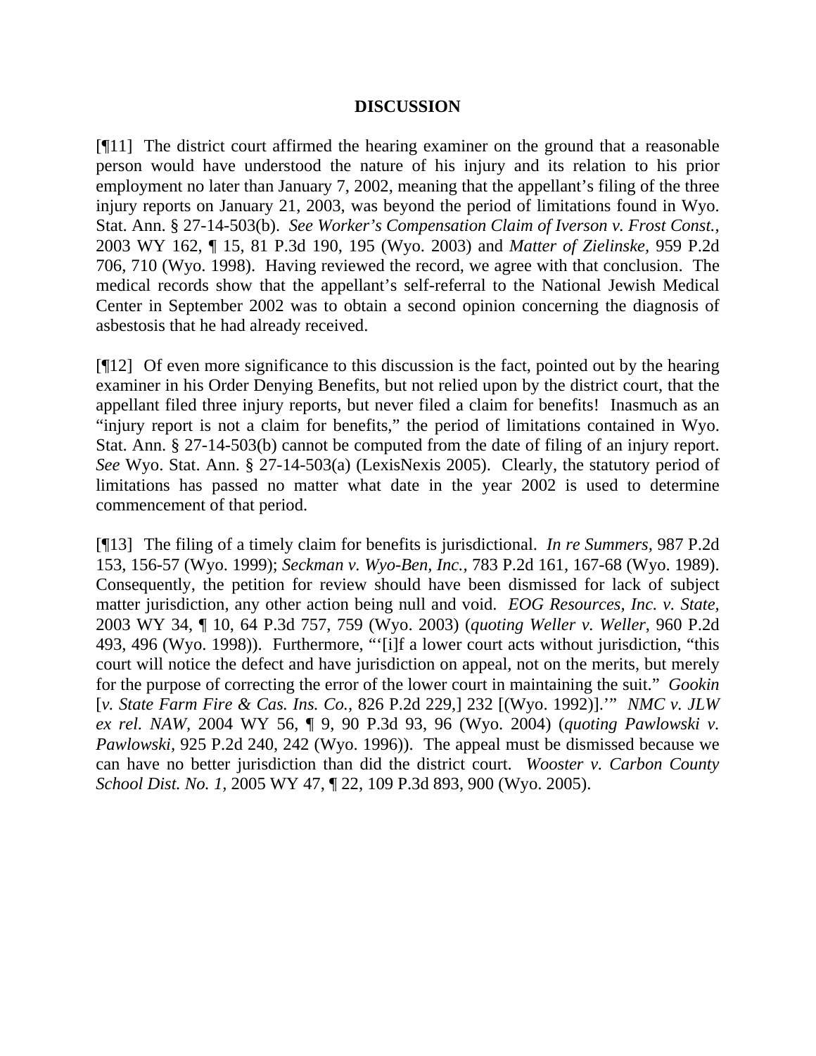## DISCUSSION

[¶11] The district court affirmed the hearing examiner on the ground that a reasonable person would have understood the nature of his injury and its relation to his prior employment no later than January 7, 2002, meaning that the appellant's filing of the three injury reports on January 21, 2003, was beyond the period of limitations found in Wyo. Stat. Ann. § 27-14-503(b). *See Worker's Compensation Claim of Iverson v. Frost Const.*, 2003 WY 162, ¶ 15, 81 P.3d 190, 195 (Wyo. 2003) and *Matter of Zielinske,* 959 P.2d 706, 710 (Wyo. 1998). Having reviewed the record, we agree with that conclusion. The medical records show that the appellant's self-referral to the National Jewish Medical Center in September 2002 was to obtain a second opinion concerning the diagnosis of asbestosis that he had already received.

[¶12] Of even more significance to this discussion is the fact, pointed out by the hearing examiner in his Order Denying Benefits, but not relied upon by the district court, that the appellant filed three injury reports, but never filed a claim for benefits! Inasmuch as an "injury report is not a claim for benefits," the period of limitations contained in Wyo. Stat. Ann. § 27-14-503(b) cannot be computed from the date of filing of an injury report. *See* Wyo. Stat. Ann. § 27-14-503(a) (LexisNexis 2005). Clearly, the statutory period of limitations has passed no matter what date in the year 2002 is used to determine commencement of that period.

[¶13] The filing of a timely claim for benefits is jurisdictional. *In re Summers,* 987 P.2d 153, 156-57 (Wyo. 1999); *Seckman v. Wyo-Ben, Inc.,* 783 P.2d 161, 167-68 (Wyo. 1989). Consequently, the petition for review should have been dismissed for lack of subject matter jurisdiction, any other action being null and void. *EOG Resources, Inc. v. State,* 2003 WY 34, ¶ 10, 64 P.3d 757, 759 (Wyo. 2003) (*quoting Weller v. Weller*, 960 P.2d 493, 496 (Wyo. 1998)). Furthermore, "'[i]f a lower court acts without jurisdiction, "this court will notice the defect and have jurisdiction on appeal, not on the merits, but merely for the purpose of correcting the error of the lower court in maintaining the suit." *Gookin* [*v. State Farm Fire & Cas. Ins. Co.,* 826 P.2d 229,] 232 [(Wyo. 1992)].'" *NMC v. JLW ex rel. NAW*, 2004 WY 56, ¶ 9, 90 P.3d 93, 96 (Wyo. 2004) (*quoting Pawlowski v. Pawlowski,* 925 P.2d 240, 242 (Wyo. 1996)). The appeal must be dismissed because we can have no better jurisdiction than did the district court. *Wooster v. Carbon County School Dist. No. 1,* 2005 WY 47, ¶ 22, 109 P.3d 893, 900 (Wyo. 2005).